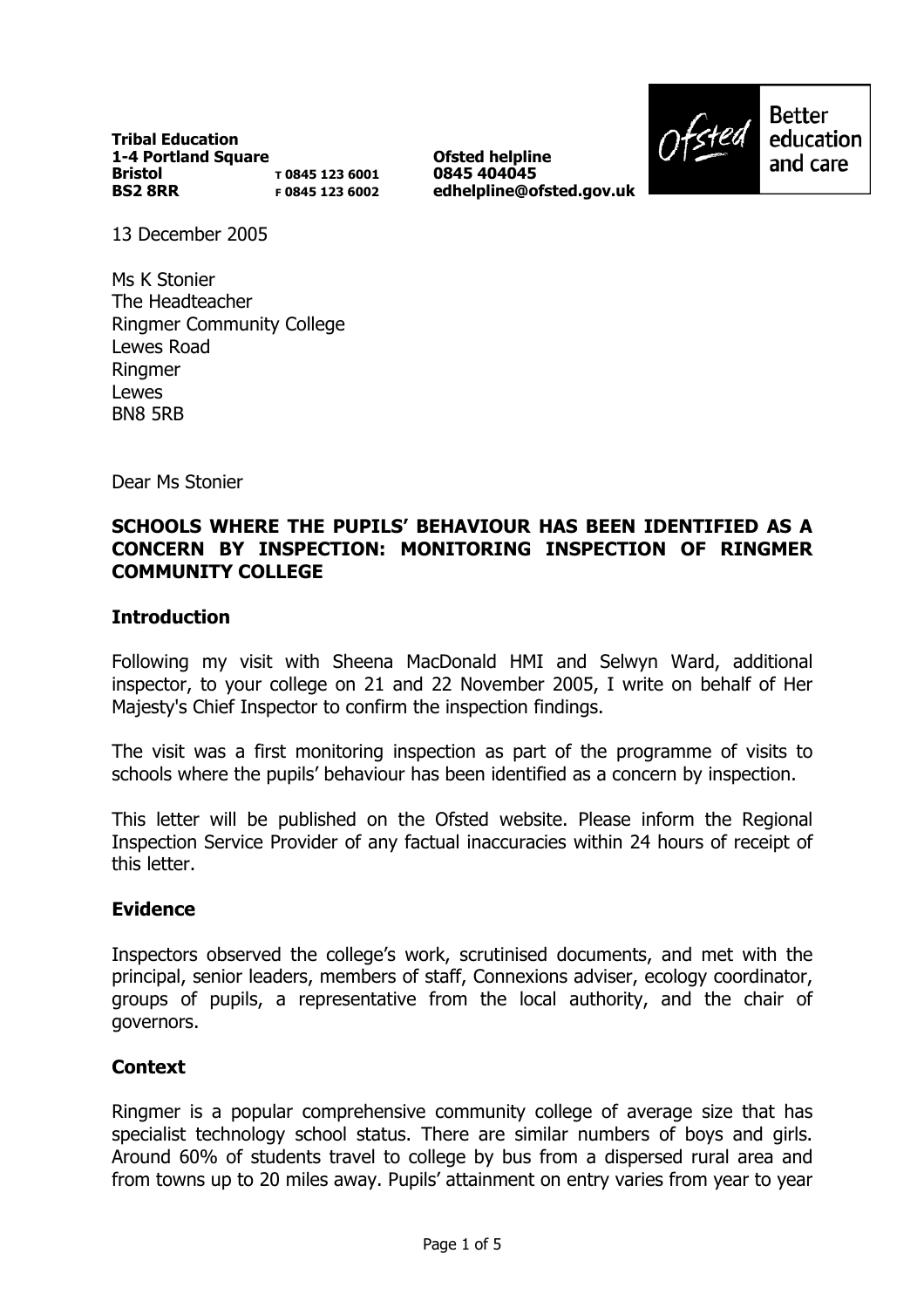**Tribal Education**
**1-4 Portland Square**
**Bristol** T 0845 123 6001
**BS2 8RR** F 0845 123 6002

**Ofsted helpline**
**0845 404045**
**edhelpline@ofsted.gov.uk**

Ofsted Better education and care

13 December 2005

Ms K Stonier
The Headteacher
Ringmer Community College
Lewes Road
Ringmer
Lewes
BN8 5RB

Dear Ms Stonier

**SCHOOLS WHERE THE PUPILS' BEHAVIOUR HAS BEEN IDENTIFIED AS A CONCERN BY INSPECTION: MONITORING INSPECTION OF RINGMER COMMUNITY COLLEGE**

## Introduction

Following my visit with Sheena MacDonald HMI and Selwyn Ward, additional inspector, to your college on 21 and 22 November 2005, I write on behalf of Her Majesty's Chief Inspector to confirm the inspection findings.

The visit was a first monitoring inspection as part of the programme of visits to schools where the pupils' behaviour has been identified as a concern by inspection.

This letter will be published on the Ofsted website. Please inform the Regional Inspection Service Provider of any factual inaccuracies within 24 hours of receipt of this letter.

## Evidence

Inspectors observed the college's work, scrutinised documents, and met with the principal, senior leaders, members of staff, Connexions adviser, ecology coordinator, groups of pupils, a representative from the local authority, and the chair of governors.

## Context

Ringmer is a popular comprehensive community college of average size that has specialist technology school status. There are similar numbers of boys and girls. Around 60% of students travel to college by bus from a dispersed rural area and from towns up to 20 miles away. Pupils' attainment on entry varies from year to year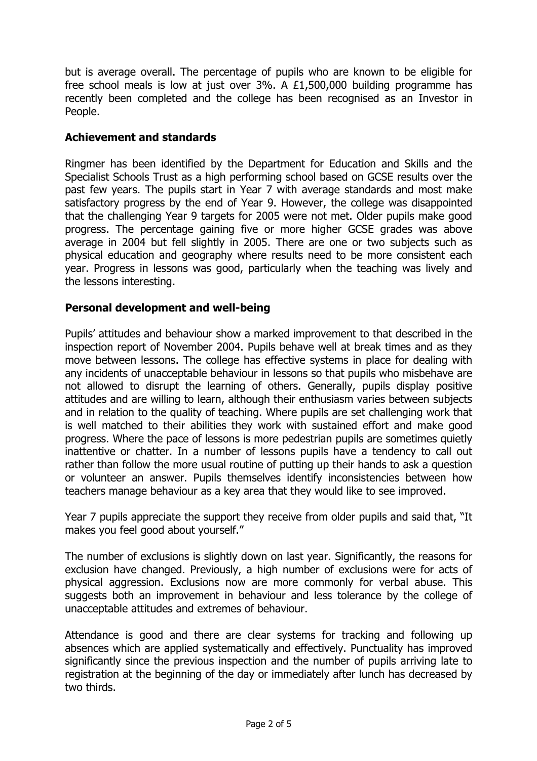but is average overall. The percentage of pupils who are known to be eligible for free school meals is low at just over 3%. A £1,500,000 building programme has recently been completed and the college has been recognised as an Investor in People.

## Achievement and standards

Ringmer has been identified by the Department for Education and Skills and the Specialist Schools Trust as a high performing school based on GCSE results over the past few years. The pupils start in Year 7 with average standards and most make satisfactory progress by the end of Year 9. However, the college was disappointed that the challenging Year 9 targets for 2005 were not met. Older pupils make good progress. The percentage gaining five or more higher GCSE grades was above average in 2004 but fell slightly in 2005. There are one or two subjects such as physical education and geography where results need to be more consistent each year. Progress in lessons was good, particularly when the teaching was lively and the lessons interesting.

## Personal development and well-being

Pupils' attitudes and behaviour show a marked improvement to that described in the inspection report of November 2004. Pupils behave well at break times and as they move between lessons. The college has effective systems in place for dealing with any incidents of unacceptable behaviour in lessons so that pupils who misbehave are not allowed to disrupt the learning of others. Generally, pupils display positive attitudes and are willing to learn, although their enthusiasm varies between subjects and in relation to the quality of teaching. Where pupils are set challenging work that is well matched to their abilities they work with sustained effort and make good progress. Where the pace of lessons is more pedestrian pupils are sometimes quietly inattentive or chatter. In a number of lessons pupils have a tendency to call out rather than follow the more usual routine of putting up their hands to ask a question or volunteer an answer. Pupils themselves identify inconsistencies between how teachers manage behaviour as a key area that they would like to see improved.

Year 7 pupils appreciate the support they receive from older pupils and said that, "It makes you feel good about yourself."

The number of exclusions is slightly down on last year. Significantly, the reasons for exclusion have changed. Previously, a high number of exclusions were for acts of physical aggression. Exclusions now are more commonly for verbal abuse. This suggests both an improvement in behaviour and less tolerance by the college of unacceptable attitudes and extremes of behaviour.

Attendance is good and there are clear systems for tracking and following up absences which are applied systematically and effectively. Punctuality has improved significantly since the previous inspection and the number of pupils arriving late to registration at the beginning of the day or immediately after lunch has decreased by two thirds.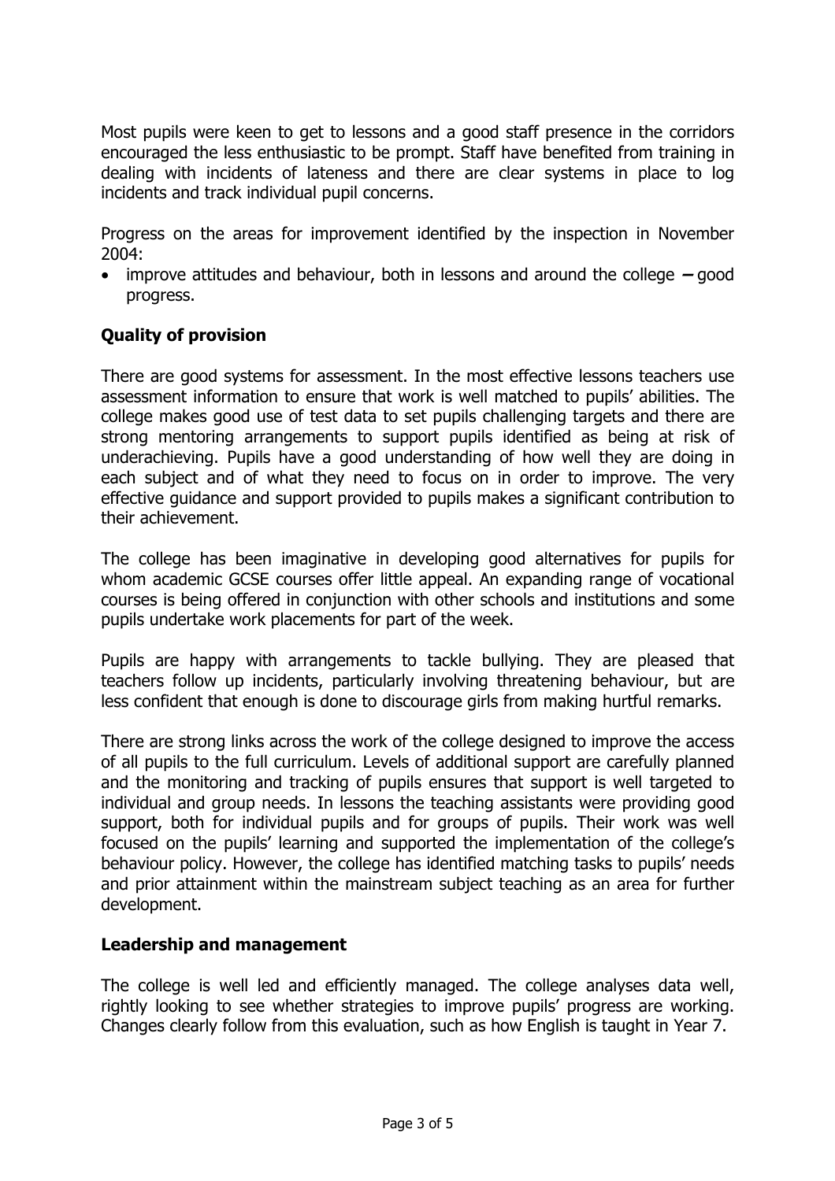Most pupils were keen to get to lessons and a good staff presence in the corridors encouraged the less enthusiastic to be prompt. Staff have benefited from training in dealing with incidents of lateness and there are clear systems in place to log incidents and track individual pupil concerns.

Progress on the areas for improvement identified by the inspection in November 2004:

- improve attitudes and behaviour, both in lessons and around the college – good progress.

## Quality of provision

There are good systems for assessment. In the most effective lessons teachers use assessment information to ensure that work is well matched to pupils' abilities. The college makes good use of test data to set pupils challenging targets and there are strong mentoring arrangements to support pupils identified as being at risk of underachieving. Pupils have a good understanding of how well they are doing in each subject and of what they need to focus on in order to improve. The very effective guidance and support provided to pupils makes a significant contribution to their achievement.

The college has been imaginative in developing good alternatives for pupils for whom academic GCSE courses offer little appeal. An expanding range of vocational courses is being offered in conjunction with other schools and institutions and some pupils undertake work placements for part of the week.

Pupils are happy with arrangements to tackle bullying. They are pleased that teachers follow up incidents, particularly involving threatening behaviour, but are less confident that enough is done to discourage girls from making hurtful remarks.

There are strong links across the work of the college designed to improve the access of all pupils to the full curriculum. Levels of additional support are carefully planned and the monitoring and tracking of pupils ensures that support is well targeted to individual and group needs. In lessons the teaching assistants were providing good support, both for individual pupils and for groups of pupils. Their work was well focused on the pupils' learning and supported the implementation of the college's behaviour policy. However, the college has identified matching tasks to pupils' needs and prior attainment within the mainstream subject teaching as an area for further development.

## Leadership and management

The college is well led and efficiently managed. The college analyses data well, rightly looking to see whether strategies to improve pupils' progress are working. Changes clearly follow from this evaluation, such as how English is taught in Year 7.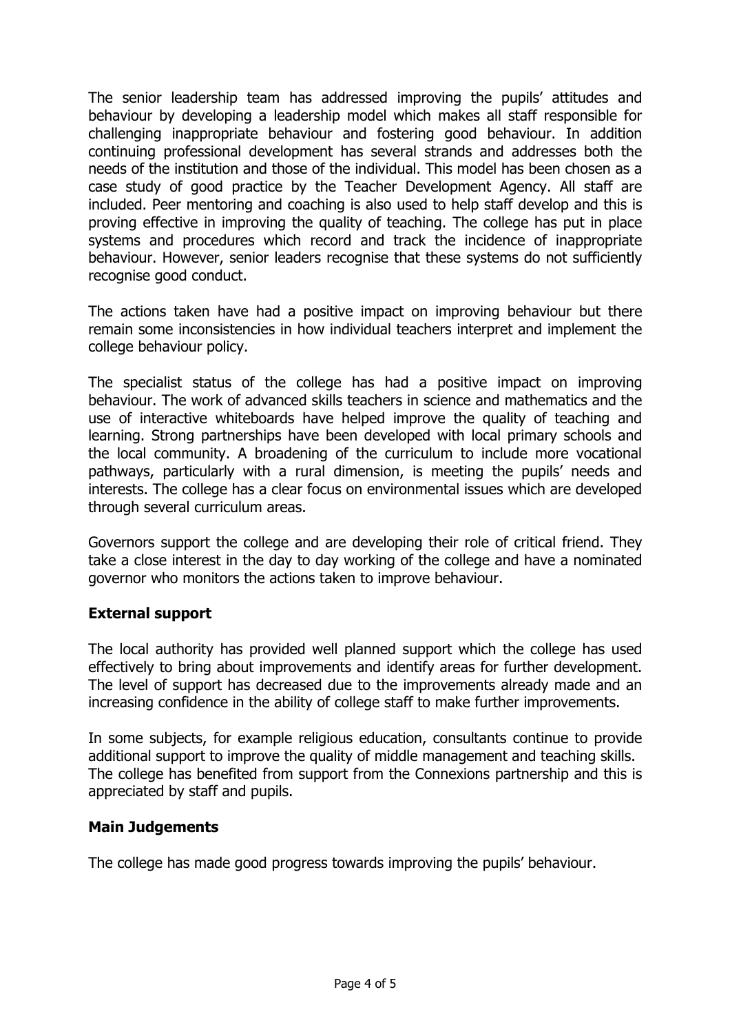The senior leadership team has addressed improving the pupils' attitudes and behaviour by developing a leadership model which makes all staff responsible for challenging inappropriate behaviour and fostering good behaviour. In addition continuing professional development has several strands and addresses both the needs of the institution and those of the individual. This model has been chosen as a case study of good practice by the Teacher Development Agency. All staff are included. Peer mentoring and coaching is also used to help staff develop and this is proving effective in improving the quality of teaching. The college has put in place systems and procedures which record and track the incidence of inappropriate behaviour. However, senior leaders recognise that these systems do not sufficiently recognise good conduct.

The actions taken have had a positive impact on improving behaviour but there remain some inconsistencies in how individual teachers interpret and implement the college behaviour policy.

The specialist status of the college has had a positive impact on improving behaviour. The work of advanced skills teachers in science and mathematics and the use of interactive whiteboards have helped improve the quality of teaching and learning. Strong partnerships have been developed with local primary schools and the local community. A broadening of the curriculum to include more vocational pathways, particularly with a rural dimension, is meeting the pupils' needs and interests. The college has a clear focus on environmental issues which are developed through several curriculum areas.

Governors support the college and are developing their role of critical friend. They take a close interest in the day to day working of the college and have a nominated governor who monitors the actions taken to improve behaviour.

**External support**

The local authority has provided well planned support which the college has used effectively to bring about improvements and identify areas for further development. The level of support has decreased due to the improvements already made and an increasing confidence in the ability of college staff to make further improvements.

In some subjects, for example religious education, consultants continue to provide additional support to improve the quality of middle management and teaching skills. The college has benefited from support from the Connexions partnership and this is appreciated by staff and pupils.

**Main Judgements**

The college has made good progress towards improving the pupils' behaviour.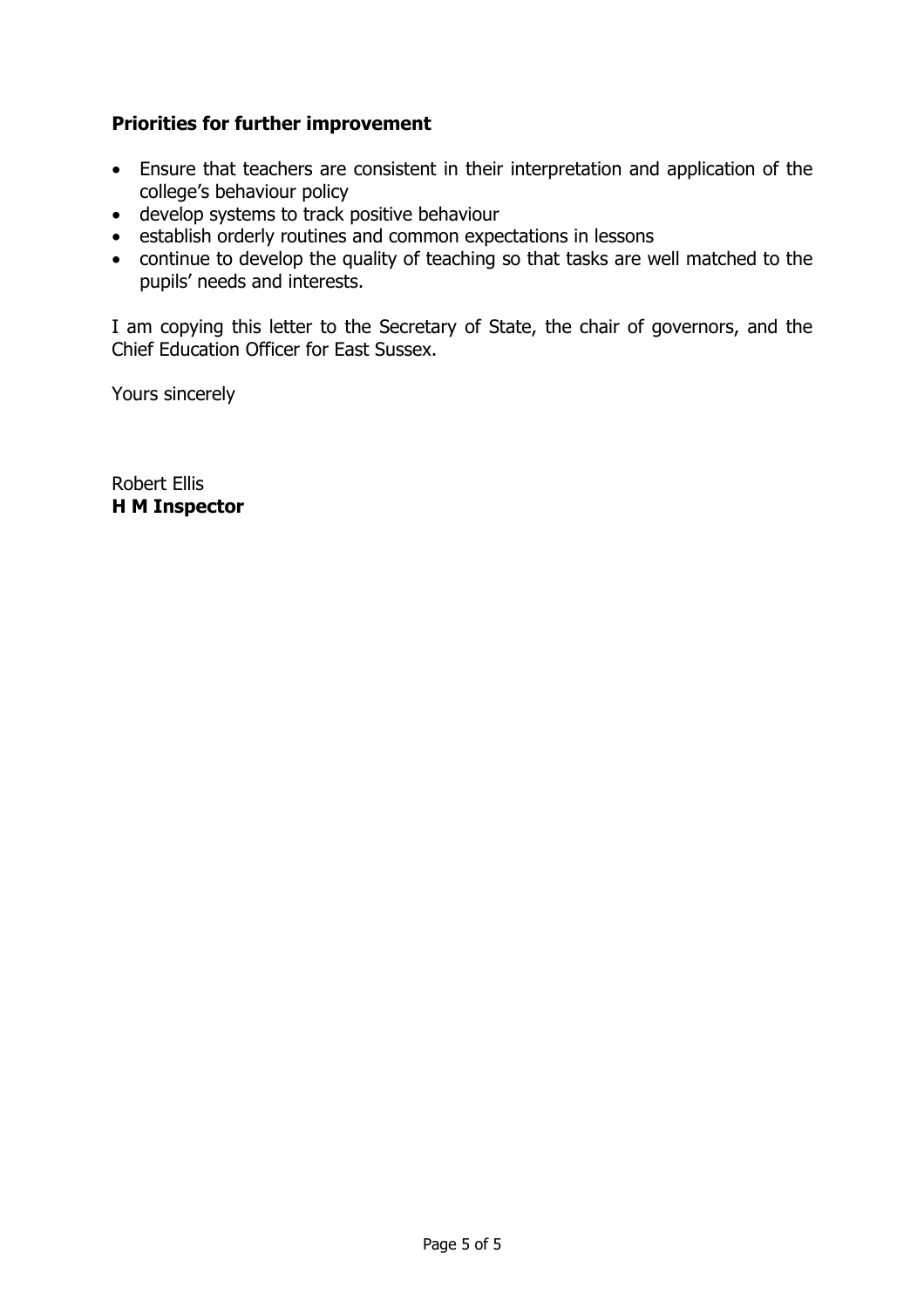**Priorities for further improvement**

- Ensure that teachers are consistent in their interpretation and application of the college's behaviour policy
- develop systems to track positive behaviour
- establish orderly routines and common expectations in lessons
- continue to develop the quality of teaching so that tasks are well matched to the pupils' needs and interests.

I am copying this letter to the Secretary of State, the chair of governors, and the Chief Education Officer for East Sussex.

Yours sincerely

Robert Ellis
**H M Inspector**